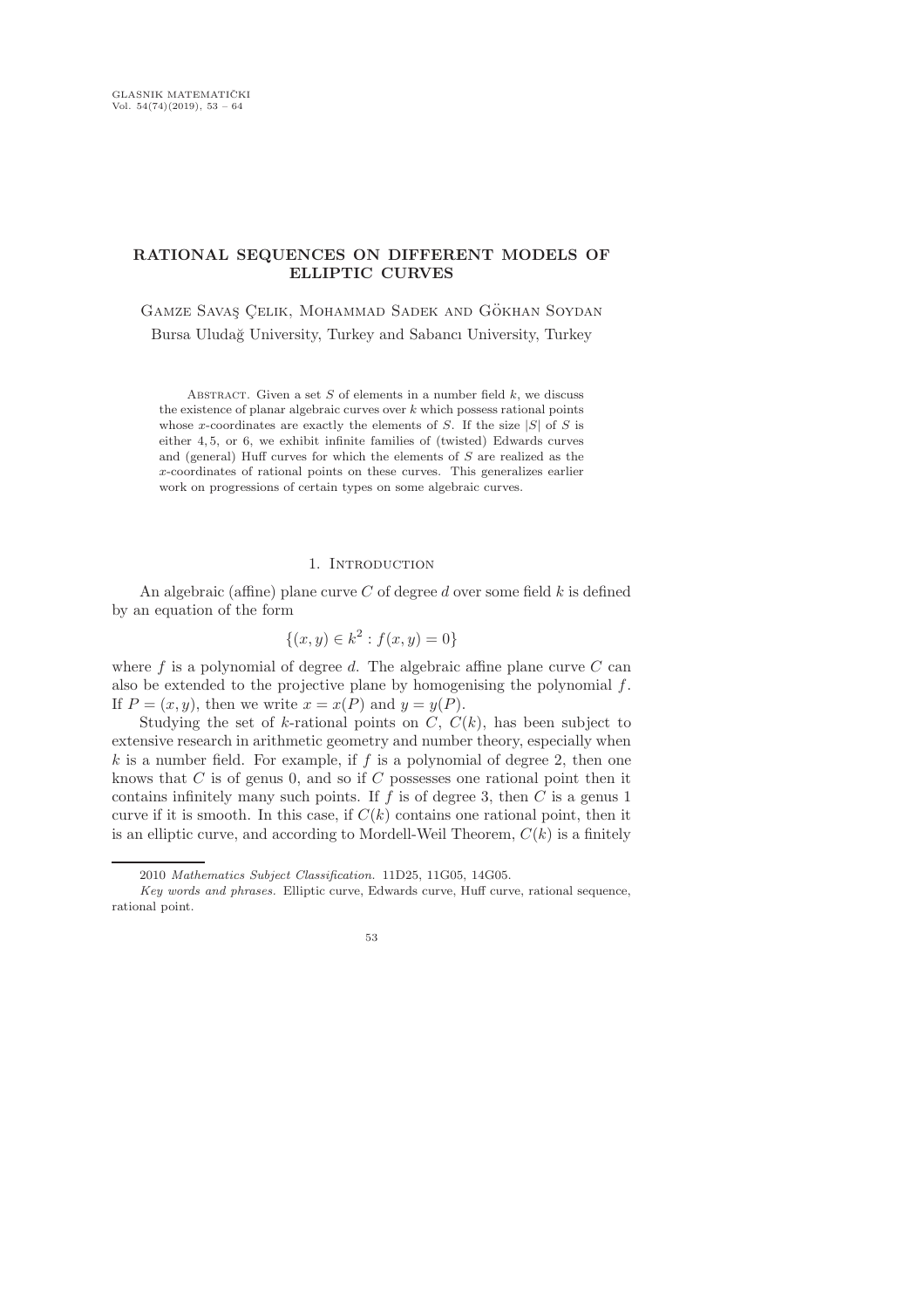# RATIONAL SEQUENCES ON DIFFERENT MODELS OF ELLIPTIC CURVES

Gamze Savaş Çelik, Mohammad Sadek and Gökhan Soydan

Bursa Uludağ University, Turkey and Sabancı University, Turkey

Abstract. Given a set $S$ of elements in a number field $k$, we discuss the existence of planar algebraic curves over $k$ which possess rational points whose $x$-coordinates are exactly the elements of $S$. If the size $|S|$ of $S$ is either $4, 5$, or $6$, we exhibit infinite families of (twisted) Edwards curves and (general) Huff curves for which the elements of $S$ are realized as the $x$-coordinates of rational points on these curves. This generalizes earlier work on progressions of certain types on some algebraic curves.

## 1. Introduction

An algebraic (affine) plane curve $C$ of degree $d$ over some field $k$ is defined by an equation of the form

$$\{(x, y) \in k^2 : f(x, y) = 0\}$$

where $f$ is a polynomial of degree $d$. The algebraic affine plane curve $C$ can also be extended to the projective plane by homogenising the polynomial $f$. If $P = (x, y)$, then we write $x = x(P)$ and $y = y(P)$.

Studying the set of $k$-rational points on $C$, $C(k)$, has been subject to extensive research in arithmetic geometry and number theory, especially when $k$ is a number field. For example, if $f$ is a polynomial of degree 2, then one knows that $C$ is of genus 0, and so if $C$ possesses one rational point then it contains infinitely many such points. If $f$ is of degree 3, then $C$ is a genus 1 curve if it is smooth. In this case, if $C(k)$ contains one rational point, then it is an elliptic curve, and according to Mordell-Weil Theorem, $C(k)$ is a finitely

---

2010 *Mathematics Subject Classification.* 11D25, 11G05, 14G05.

*Key words and phrases.* Elliptic curve, Edwards curve, Huff curve, rational sequence, rational point.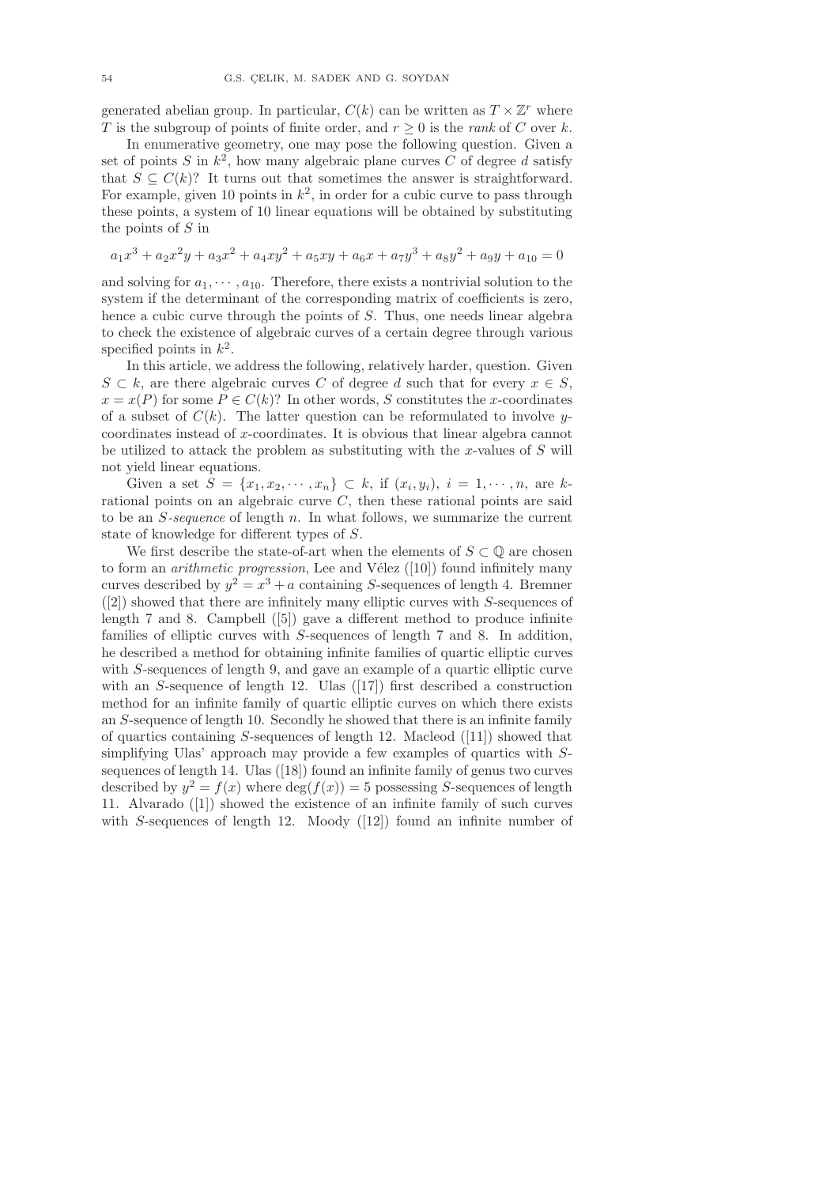generated abelian group. In particular, $C(k)$ can be written as $T \times \mathbb{Z}^r$ where $T$ is the subgroup of points of finite order, and $r \geq 0$ is the *rank* of $C$ over $k$.

In enumerative geometry, one may pose the following question. Given a set of points $S$ in $k^2$, how many algebraic plane curves $C$ of degree $d$ satisfy that $S \subseteq C(k)$? It turns out that sometimes the answer is straightforward. For example, given 10 points in $k^2$, in order for a cubic curve to pass through these points, a system of 10 linear equations will be obtained by substituting the points of $S$ in

$$a_1x^3 + a_2x^2y + a_3x^2 + a_4xy^2 + a_5xy + a_6x + a_7y^3 + a_8y^2 + a_9y + a_{10} = 0$$

and solving for $a_1, \cdots, a_{10}$. Therefore, there exists a nontrivial solution to the system if the determinant of the corresponding matrix of coefficients is zero, hence a cubic curve through the points of $S$. Thus, one needs linear algebra to check the existence of algebraic curves of a certain degree through various specified points in $k^2$.

In this article, we address the following, relatively harder, question. Given $S \subset k$, are there algebraic curves $C$ of degree $d$ such that for every $x \in S$, $x = x(P)$ for some $P \in C(k)$? In other words, $S$ constitutes the $x$-coordinates of a subset of $C(k)$. The latter question can be reformulated to involve $y$-coordinates instead of $x$-coordinates. It is obvious that linear algebra cannot be utilized to attack the problem as substituting with the $x$-values of $S$ will not yield linear equations.

Given a set $S = \{x_1, x_2, \cdots, x_n\} \subset k$, if $(x_i, y_i)$, $i = 1, \cdots, n$, are $k$-rational points on an algebraic curve $C$, then these rational points are said to be an *S-sequence* of length $n$. In what follows, we summarize the current state of knowledge for different types of $S$.

We first describe the state-of-art when the elements of $S \subset \mathbb{Q}$ are chosen to form an *arithmetic progression*, Lee and Vélez ([10]) found infinitely many curves described by $y^2 = x^3 + a$ containing $S$-sequences of length 4. Bremner ([2]) showed that there are infinitely many elliptic curves with $S$-sequences of length 7 and 8. Campbell ([5]) gave a different method to produce infinite families of elliptic curves with $S$-sequences of length 7 and 8. In addition, he described a method for obtaining infinite families of quartic elliptic curves with $S$-sequences of length 9, and gave an example of a quartic elliptic curve with an $S$-sequence of length 12. Ulas ([17]) first described a construction method for an infinite family of quartic elliptic curves on which there exists an $S$-sequence of length 10. Secondly he showed that there is an infinite family of quartics containing $S$-sequences of length 12. Macleod ([11]) showed that simplifying Ulas' approach may provide a few examples of quartics with $S$-sequences of length 14. Ulas ([18]) found an infinite family of genus two curves described by $y^2 = f(x)$ where $\deg(f(x)) = 5$ possessing $S$-sequences of length 11. Alvarado ([1]) showed the existence of an infinite family of such curves with $S$-sequences of length 12. Moody ([12]) found an infinite number of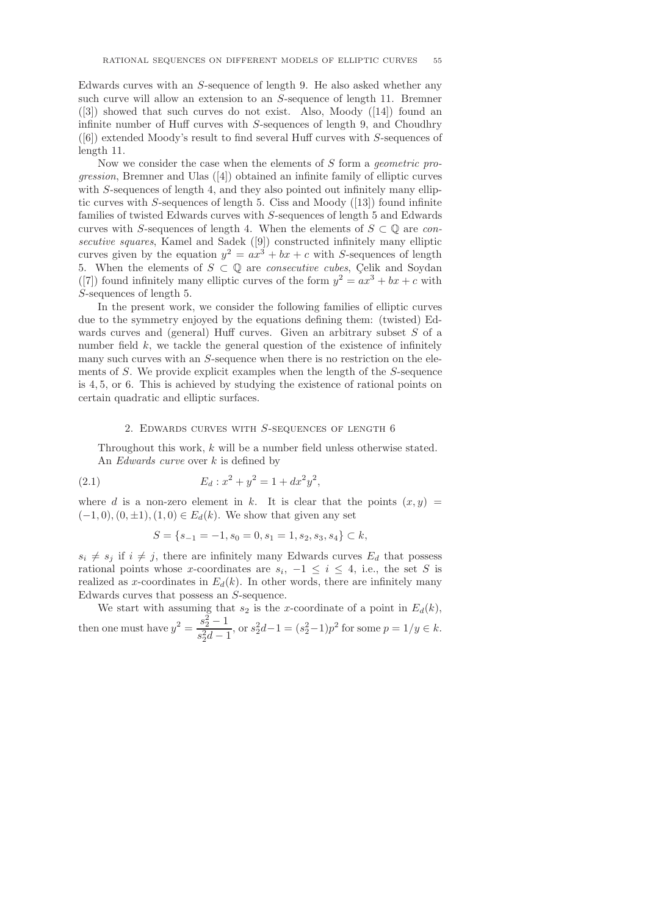Edwards curves with an $S$-sequence of length 9. He also asked whether any such curve will allow an extension to an $S$-sequence of length 11. Bremner ([3]) showed that such curves do not exist. Also, Moody ([14]) found an infinite number of Huff curves with $S$-sequences of length 9, and Choudhry ([6]) extended Moody's result to find several Huff curves with $S$-sequences of length 11.

Now we consider the case when the elements of $S$ form a *geometric progression*, Bremner and Ulas ([4]) obtained an infinite family of elliptic curves with $S$-sequences of length 4, and they also pointed out infinitely many elliptic curves with $S$-sequences of length 5. Ciss and Moody ([13]) found infinite families of twisted Edwards curves with $S$-sequences of length 5 and Edwards curves with $S$-sequences of length 4. When the elements of $S \subset \mathbb{Q}$ are *consecutive squares*, Kamel and Sadek ([9]) constructed infinitely many elliptic curves given by the equation $y^2 = ax^3 + bx + c$ with $S$-sequences of length 5. When the elements of $S \subset \mathbb{Q}$ are *consecutive cubes*, Çelik and Soydan ([7]) found infinitely many elliptic curves of the form $y^2 = ax^3 + bx + c$ with $S$-sequences of length 5.

In the present work, we consider the following families of elliptic curves due to the symmetry enjoyed by the equations defining them: (twisted) Edwards curves and (general) Huff curves. Given an arbitrary subset $S$ of a number field $k$, we tackle the general question of the existence of infinitely many such curves with an $S$-sequence when there is no restriction on the elements of $S$. We provide explicit examples when the length of the $S$-sequence is $4, 5$, or $6$. This is achieved by studying the existence of rational points on certain quadratic and elliptic surfaces.

## 2. Edwards curves with $S$-sequences of length 6

Throughout this work, $k$ will be a number field unless otherwise stated.

An *Edwards curve* over $k$ is defined by

$$E_d : x^2 + y^2 = 1 + dx^2y^2, \tag{2.1}$$

where $d$ is a non-zero element in $k$. It is clear that the points $(x, y) = (-1, 0), (0, \pm 1), (1, 0) \in E_d(k)$. We show that given any set

$$S = \{s_{-1} = -1, s_0 = 0, s_1 = 1, s_2, s_3, s_4\} \subset k,$$

$s_i \neq s_j$ if $i \neq j$, there are infinitely many Edwards curves $E_d$ that possess rational points whose $x$-coordinates are $s_i$, $-1 \leq i \leq 4$, i.e., the set $S$ is realized as $x$-coordinates in $E_d(k)$. In other words, there are infinitely many Edwards curves that possess an $S$-sequence.

We start with assuming that $s_2$ is the $x$-coordinate of a point in $E_d(k)$, then one must have $y^2 = \dfrac{s_2^2 - 1}{s_2^2 d - 1}$, or $s_2^2 d - 1 = (s_2^2 - 1)p^2$ for some $p = 1/y \in k$.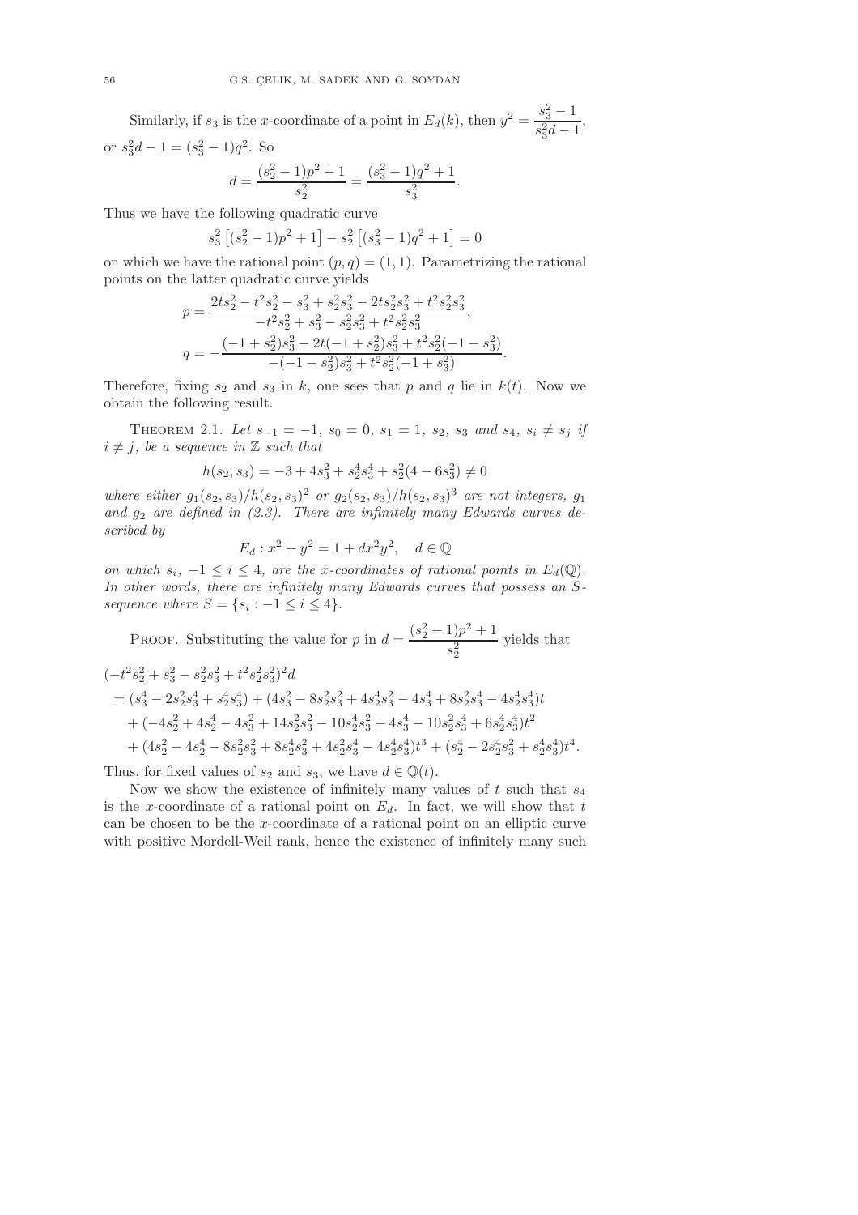Similarly, if $s_3$ is the $x$-coordinate of a point in $E_d(k)$, then $y^2 = \dfrac{s_3^2 - 1}{s_3^2 d - 1}$, or $s_3^2 d - 1 = (s_3^2 - 1)q^2$. So

$$d = \frac{(s_2^2 - 1)p^2 + 1}{s_2^2} = \frac{(s_3^2 - 1)q^2 + 1}{s_3^2}.$$

Thus we have the following quadratic curve

$$s_3^2\left[(s_2^2 - 1)p^2 + 1\right] - s_2^2\left[(s_3^2 - 1)q^2 + 1\right] = 0$$

on which we have the rational point $(p, q) = (1, 1)$. Parametrizing the rational points on the latter quadratic curve yields

$$p = \frac{2ts_2^2 - t^2 s_2^2 - s_3^2 + s_2^2 s_3^2 - 2ts_2^2 s_3^2 + t^2 s_2^2 s_3^2}{-t^2 s_2^2 + s_3^2 - s_2^2 s_3^2 + t^2 s_2^2 s_3^2},$$

$$q = -\frac{(-1 + s_2^2)s_3^2 - 2t(-1 + s_2^2)s_3^2 + t^2 s_2^2(-1 + s_3^2)}{-(-1 + s_2^2)s_3^2 + t^2 s_2^2(-1 + s_3^2)}.$$

Therefore, fixing $s_2$ and $s_3$ in $k$, one sees that $p$ and $q$ lie in $k(t)$. Now we obtain the following result.

Theorem 2.1. *Let $s_{-1} = -1$, $s_0 = 0$, $s_1 = 1$, $s_2$, $s_3$ and $s_4$, $s_i \neq s_j$ if $i \neq j$, be a sequence in $\mathbb{Z}$ such that*

$$h(s_2, s_3) = -3 + 4s_3^2 + s_2^4 s_3^4 + s_2^2(4 - 6s_3^2) \neq 0$$

*where either $g_1(s_2, s_3)/h(s_2, s_3)^2$ or $g_2(s_2, s_3)/h(s_2, s_3)^3$ are not integers, $g_1$ and $g_2$ are defined in (2.3). There are infinitely many Edwards curves described by*

$$E_d : x^2 + y^2 = 1 + dx^2 y^2, \quad d \in \mathbb{Q}$$

*on which $s_i$, $-1 \leq i \leq 4$, are the $x$-coordinates of rational points in $E_d(\mathbb{Q})$. In other words, there are infinitely many Edwards curves that possess an $S$-sequence where $S = \{s_i : -1 \leq i \leq 4\}$.*

Proof. Substituting the value for $p$ in $d = \dfrac{(s_2^2 - 1)p^2 + 1}{s_2^2}$ yields that

$$\begin{aligned}
&(-t^2 s_2^2 + s_3^2 - s_2^2 s_3^2 + t^2 s_2^2 s_3^2)^2 d \\
&= (s_3^4 - 2s_2^2 s_3^4 + s_2^4 s_3^4) + (4s_3^2 - 8s_2^2 s_3^2 + 4s_2^4 s_3^2 - 4s_3^4 + 8s_2^2 s_3^4 - 4s_2^4 s_3^4)t \\
&+ (-4s_2^2 + 4s_2^4 - 4s_3^2 + 14s_2^2 s_3^2 - 10s_2^4 s_3^2 + 4s_3^4 - 10s_2^2 s_3^4 + 6s_2^4 s_3^4)t^2 \\
&+ (4s_2^2 - 4s_2^4 - 8s_2^2 s_3^2 + 8s_2^4 s_3^2 + 4s_2^2 s_3^4 - 4s_2^4 s_3^4)t^3 + (s_2^4 - 2s_2^4 s_3^2 + s_2^4 s_3^4)t^4.
\end{aligned}$$

Thus, for fixed values of $s_2$ and $s_3$, we have $d \in \mathbb{Q}(t)$.

Now we show the existence of infinitely many values of $t$ such that $s_4$ is the $x$-coordinate of a rational point on $E_d$. In fact, we will show that $t$ can be chosen to be the $x$-coordinate of a rational point on an elliptic curve with positive Mordell-Weil rank, hence the existence of infinitely many such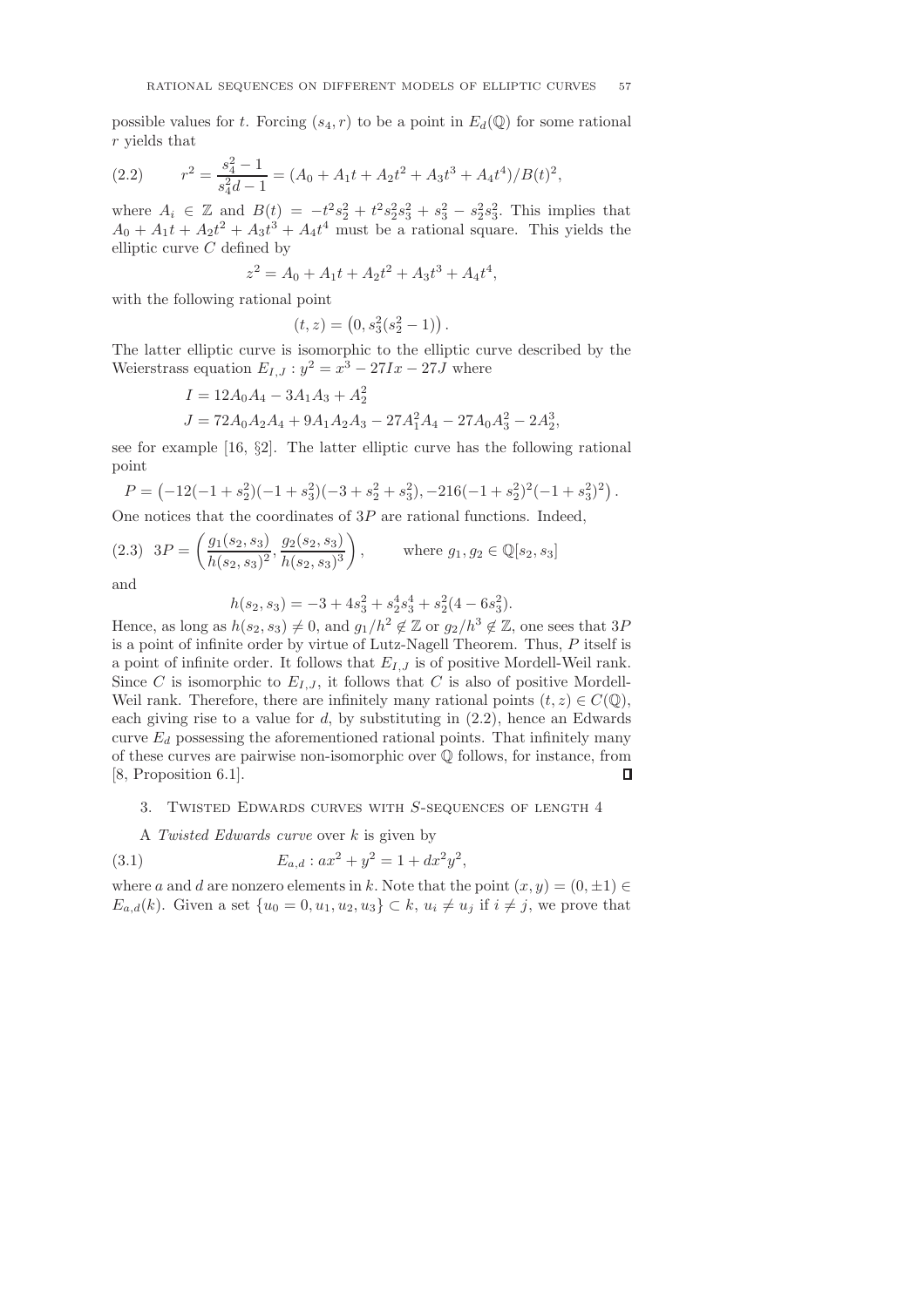possible values for $t$. Forcing $(s_4, r)$ to be a point in $E_d(\mathbb{Q})$ for some rational $r$ yields that

$$r^2 = \frac{s_4^2 - 1}{s_4^2 d - 1} = (A_0 + A_1 t + A_2 t^2 + A_3 t^3 + A_4 t^4)/B(t)^2, \tag{2.2}$$

where $A_i \in \mathbb{Z}$ and $B(t) = -t^2 s_2^2 + t^2 s_2^2 s_3^2 + s_3^2 - s_2^2 s_3^2$. This implies that $A_0 + A_1 t + A_2 t^2 + A_3 t^3 + A_4 t^4$ must be a rational square. This yields the elliptic curve $C$ defined by

$$z^2 = A_0 + A_1 t + A_2 t^2 + A_3 t^3 + A_4 t^4,$$

with the following rational point

$$(t, z) = \left(0, s_3^2(s_2^2 - 1)\right).$$

The latter elliptic curve is isomorphic to the elliptic curve described by the Weierstrass equation $E_{I,J} : y^2 = x^3 - 27Ix - 27J$ where

$$I = 12A_0A_4 - 3A_1A_3 + A_2^2$$
$$J = 72A_0A_2A_4 + 9A_1A_2A_3 - 27A_1^2A_4 - 27A_0A_3^2 - 2A_2^3,$$

see for example [16, §2]. The latter elliptic curve has the following rational point

$$P = \left(-12(-1+s_2^2)(-1+s_3^2)(-3+s_2^2+s_3^2), -216(-1+s_2^2)^2(-1+s_3^2)^2\right).$$

One notices that the coordinates of $3P$ are rational functions. Indeed,

$$3P = \left(\frac{g_1(s_2, s_3)}{h(s_2, s_3)^2}, \frac{g_2(s_2, s_3)}{h(s_2, s_3)^3}\right), \qquad \text{where } g_1, g_2 \in \mathbb{Q}[s_2, s_3] \tag{2.3}$$

and

$$h(s_2, s_3) = -3 + 4s_3^2 + s_2^4 s_3^4 + s_2^2(4 - 6s_3^2).$$

Hence, as long as $h(s_2, s_3) \neq 0$, and $g_1/h^2 \notin \mathbb{Z}$ or $g_2/h^3 \notin \mathbb{Z}$, one sees that $3P$ is a point of infinite order by virtue of Lutz-Nagell Theorem. Thus, $P$ itself is a point of infinite order. It follows that $E_{I,J}$ is of positive Mordell-Weil rank. Since $C$ is isomorphic to $E_{I,J}$, it follows that $C$ is also of positive Mordell-Weil rank. Therefore, there are infinitely many rational points $(t, z) \in C(\mathbb{Q})$, each giving rise to a value for $d$, by substituting in (2.2), hence an Edwards curve $E_d$ possessing the aforementioned rational points. That infinitely many of these curves are pairwise non-isomorphic over $\mathbb{Q}$ follows, for instance, from [8, Proposition 6.1]. ∎

## 3. Twisted Edwards curves with $S$-sequences of length 4

A *Twisted Edwards curve* over $k$ is given by

$$E_{a,d} : ax^2 + y^2 = 1 + dx^2y^2, \tag{3.1}$$

where $a$ and $d$ are nonzero elements in $k$. Note that the point $(x, y) = (0, \pm 1) \in E_{a,d}(k)$. Given a set $\{u_0 = 0, u_1, u_2, u_3\} \subset k$, $u_i \neq u_j$ if $i \neq j$, we prove that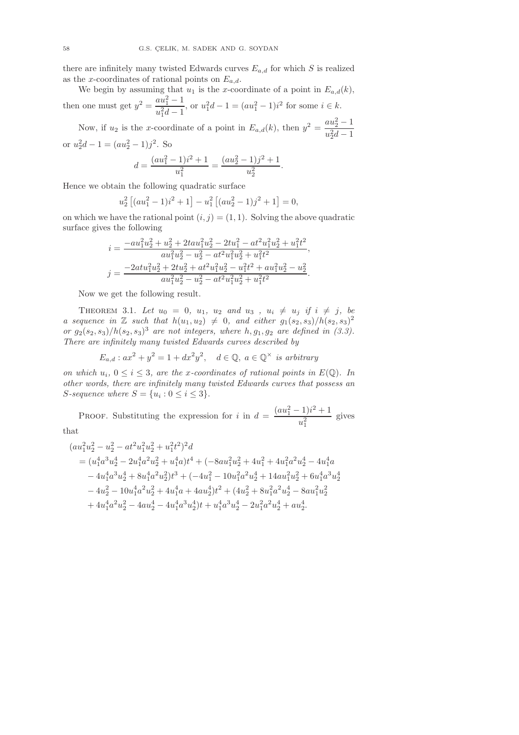there are infinitely many twisted Edwards curves $E_{a,d}$ for which $S$ is realized as the $x$-coordinates of rational points on $E_{a,d}$.

We begin by assuming that $u_1$ is the $x$-coordinate of a point in $E_{a,d}(k)$, then one must get $y^2 = \dfrac{au_1^2 - 1}{u_1^2 d - 1}$, or $u_1^2 d - 1 = (au_1^2 - 1)i^2$ for some $i \in k$.

Now, if $u_2$ is the $x$-coordinate of a point in $E_{a,d}(k)$, then $y^2 = \dfrac{au_2^2 - 1}{u_2^2 d - 1}$ or $u_2^2 d - 1 = (au_2^2 - 1)j^2$. So

$$d = \frac{(au_1^2 - 1)i^2 + 1}{u_1^2} = \frac{(au_2^2 - 1)j^2 + 1}{u_2^2}.$$

Hence we obtain the following quadratic surface

$$u_2^2\left[(au_1^2 - 1)i^2 + 1\right] - u_1^2\left[(au_2^2 - 1)j^2 + 1\right] = 0,$$

on which we have the rational point $(i, j) = (1, 1)$. Solving the above quadratic surface gives the following

$$i = \frac{-au_1^2u_2^2 + u_2^2 + 2tau_1^2u_2^2 - 2tu_1^2 - at^2u_1^2u_2^2 + u_1^2t^2}{au_1^2u_2^2 - u_2^2 - at^2u_1^2u_2^2 + u_1^2t^2},$$

$$j = \frac{-2atu_1^2u_2^2 + 2tu_2^2 + at^2u_1^2u_2^2 - u_1^2t^2 + au_1^2u_2^2 - u_2^2}{au_1^2u_2^2 - u_2^2 - at^2u_1^2u_2^2 + u_1^2t^2}.$$

Now we get the following result.

**Theorem 3.1.** *Let $u_0 = 0$, $u_1$, $u_2$ and $u_3$, $u_i \neq u_j$ if $i \neq j$, be a sequence in $\mathbb{Z}$ such that $h(u_1, u_2) \neq 0$, and either $g_1(s_2, s_3)/h(s_2, s_3)^2$ or $g_2(s_2, s_3)/h(s_2, s_3)^3$ are not integers, where $h, g_1, g_2$ are defined in (3.3). There are infinitely many twisted Edwards curves described by*

$$E_{a,d} : ax^2 + y^2 = 1 + dx^2y^2, \quad d \in \mathbb{Q},\ a \in \mathbb{Q}^\times \text{ is arbitrary}$$

*on which $u_i$, $0 \leq i \leq 3$, are the $x$-coordinates of rational points in $E(\mathbb{Q})$. In other words, there are infinitely many twisted Edwards curves that possess an $S$-sequence where $S = \{u_i : 0 \leq i \leq 3\}$.*

Proof. Substituting the expression for $i$ in $d = \dfrac{(au_1^2 - 1)i^2 + 1}{u_1^2}$ gives that

$$\begin{aligned}
&(au_1^2u_2^2 - u_2^2 - at^2u_1^2u_2^2 + u_1^2t^2)^2 d \\
&= (u_1^4a^3u_2^4 - 2u_1^4a^2u_2^2 + u_1^4a)t^4 + (-8au_1^2u_2^2 + 4u_1^2 + 4u_1^2a^2u_2^4 - 4u_1^4a \\
&\quad - 4u_1^4a^3u_2^4 + 8u_1^4a^2u_2^2)t^3 + (-4u_1^2 - 10u_1^2a^2u_2^4 + 14au_1^2u_2^2 + 6u_1^4a^3u_2^4 \\
&\quad - 4u_2^2 - 10u_1^4a^2u_2^2 + 4u_1^4a + 4au_2^4)t^2 + (4u_2^2 + 8u_1^2a^2u_2^4 - 8au_1^2u_2^2 \\
&\quad + 4u_1^4a^2u_2^2 - 4au_2^4 - 4u_1^4a^3u_2^4)t + u_1^4a^3u_2^4 - 2u_1^2a^2u_2^4 + au_2^4.
\end{aligned}$$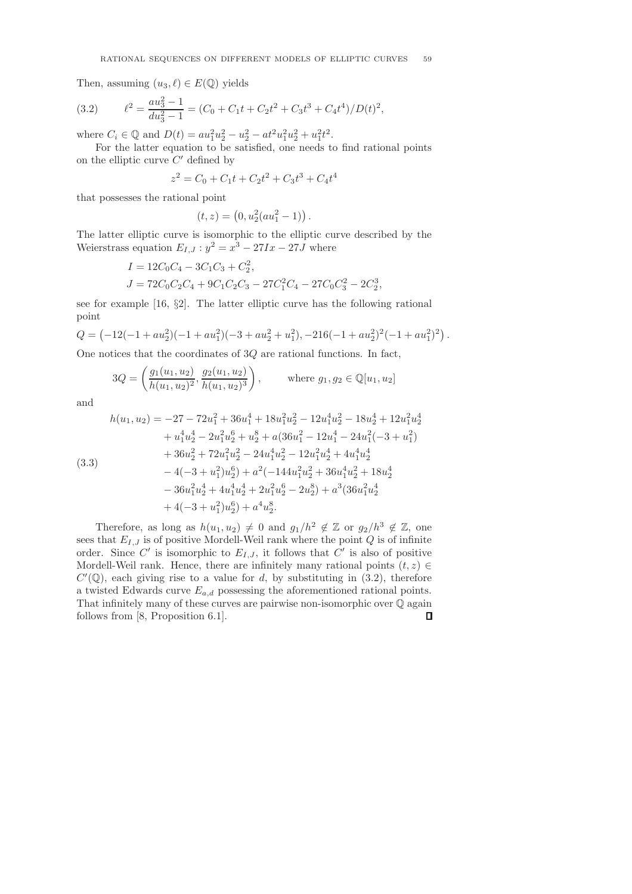Then, assuming $(u_3, \ell) \in E(\mathbb{Q})$ yields

$$\ell^2 = \frac{au_3^2 - 1}{du_3^2 - 1} = (C_0 + C_1 t + C_2 t^2 + C_3 t^3 + C_4 t^4)/D(t)^2, \tag{3.2}$$

where $C_i \in \mathbb{Q}$ and $D(t) = au_1^2u_2^2 - u_2^2 - at^2u_1^2u_2^2 + u_1^2t^2$.

For the latter equation to be satisfied, one needs to find rational points on the elliptic curve $C'$ defined by

$$z^2 = C_0 + C_1 t + C_2 t^2 + C_3 t^3 + C_4 t^4$$

that possesses the rational point

$$(t, z) = \left(0, u_2^2(au_1^2 - 1)\right).$$

The latter elliptic curve is isomorphic to the elliptic curve described by the Weierstrass equation $E_{I,J} : y^2 = x^3 - 27Ix - 27J$ where

$$I = 12C_0C_4 - 3C_1C_3 + C_2^2,$$
$$J = 72C_0C_2C_4 + 9C_1C_2C_3 - 27C_1^2C_4 - 27C_0C_3^2 - 2C_2^3,$$

see for example [16, §2]. The latter elliptic curve has the following rational point

$$Q = \left(-12(-1 + au_2^2)(-1 + au_1^2)(-3 + au_2^2 + u_1^2), -216(-1 + au_2^2)^2(-1 + au_1^2)^2\right).$$

One notices that the coordinates of $3Q$ are rational functions. In fact,

$$3Q = \left(\frac{g_1(u_1, u_2)}{h(u_1, u_2)^2}, \frac{g_2(u_1, u_2)}{h(u_1, u_2)^3}\right), \qquad \text{where } g_1, g_2 \in \mathbb{Q}[u_1, u_2]$$

and

$$\begin{aligned}
h(u_1, u_2) = {} & -27 - 72u_1^2 + 36u_1^4 + 18u_1^2u_2^2 - 12u_1^4u_2^2 - 18u_2^4 + 12u_1^2u_2^4 \\
& + u_1^4u_2^4 - 2u_1^2u_2^6 + u_2^8 + a(36u_1^2 - 12u_1^4 - 24u_1^2(-3 + u_1^2) \\
& + 36u_2^2 + 72u_1^2u_2^2 - 24u_1^4u_2^2 - 12u_1^2u_2^4 + 4u_1^4u_2^4 \\
& - 4(-3 + u_1^2)u_2^6) + a^2(-144u_1^2u_2^2 + 36u_1^4u_2^2 + 18u_2^4 \\
& - 36u_1^2u_2^4 + 4u_1^4u_2^4 + 2u_1^2u_2^6 - 2u_2^8) + a^3(36u_1^2u_2^4 \\
& + 4(-3 + u_1^2)u_2^6) + a^4u_2^8.
\end{aligned} \tag{3.3}$$

Therefore, as long as $h(u_1, u_2) \neq 0$ and $g_1/h^2 \notin \mathbb{Z}$ or $g_2/h^3 \notin \mathbb{Z}$, one sees that $E_{I,J}$ is of positive Mordell-Weil rank where the point $Q$ is of infinite order. Since $C'$ is isomorphic to $E_{I,J}$, it follows that $C'$ is also of positive Mordell-Weil rank. Hence, there are infinitely many rational points $(t, z) \in C'(\mathbb{Q})$, each giving rise to a value for $d$, by substituting in (3.2), therefore a twisted Edwards curve $E_{a,d}$ possessing the aforementioned rational points. That infinitely many of these curves are pairwise non-isomorphic over $\mathbb{Q}$ again follows from [8, Proposition 6.1]. □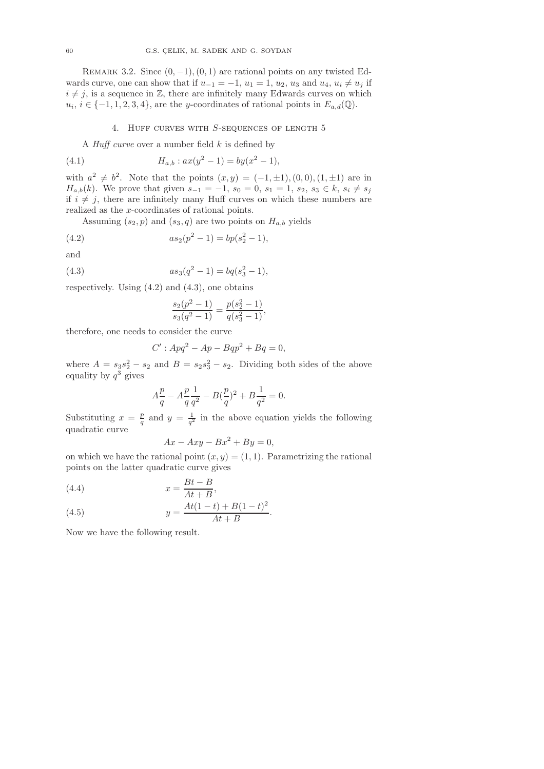Remark 3.2. Since $(0,-1),(0,1)$ are rational points on any twisted Edwards curve, one can show that if $u_{-1}=-1$, $u_1=1$, $u_2$, $u_3$ and $u_4$, $u_i \neq u_j$ if $i \neq j$, is a sequence in $\mathbb{Z}$, there are infinitely many Edwards curves on which $u_i$, $i \in \{-1,1,2,3,4\}$, are the $y$-coordinates of rational points in $E_{a,d}(\mathbb{Q})$.

## 4. Huff curves with $S$-sequences of length 5

A *Huff curve* over a number field $k$ is defined by

$$H_{a,b} : ax(y^2-1) = by(x^2-1), \tag{4.1}$$

with $a^2 \neq b^2$. Note that the points $(x,y)=(-1,\pm 1),(0,0),(1,\pm 1)$ are in $H_{a,b}(k)$. We prove that given $s_{-1}=-1$, $s_0=0$, $s_1=1$, $s_2$, $s_3 \in k$, $s_i \neq s_j$ if $i \neq j$, there are infinitely many Huff curves on which these numbers are realized as the $x$-coordinates of rational points.

Assuming $(s_2,p)$ and $(s_3,q)$ are two points on $H_{a,b}$ yields

$$as_2(p^2-1) = bp(s_2^2-1), \tag{4.2}$$

and

$$as_3(q^2-1) = bq(s_3^2-1), \tag{4.3}$$

respectively. Using (4.2) and (4.3), one obtains

$$\frac{s_2(p^2-1)}{s_3(q^2-1)} = \frac{p(s_2^2-1)}{q(s_3^2-1)},$$

therefore, one needs to consider the curve

$$C' : Apq^2 - Ap - Bqp^2 + Bq = 0,$$

where $A = s_3 s_2^2 - s_2$ and $B = s_2 s_3^2 - s_2$. Dividing both sides of the above equality by $q^3$ gives

$$A\frac{p}{q} - A\frac{p}{q}\frac{1}{q^2} - B(\frac{p}{q})^2 + B\frac{1}{q^2} = 0.$$

Substituting $x = \frac{p}{q}$ and $y = \frac{1}{q^2}$ in the above equation yields the following quadratic curve

$$Ax - Axy - Bx^2 + By = 0,$$

on which we have the rational point $(x,y)=(1,1)$. Parametrizing the rational points on the latter quadratic curve gives

$$x = \frac{Bt-B}{At+B}, \tag{4.4}$$

$$y = \frac{At(1-t)+B(1-t)^2}{At+B}. \tag{4.5}$$

Now we have the following result.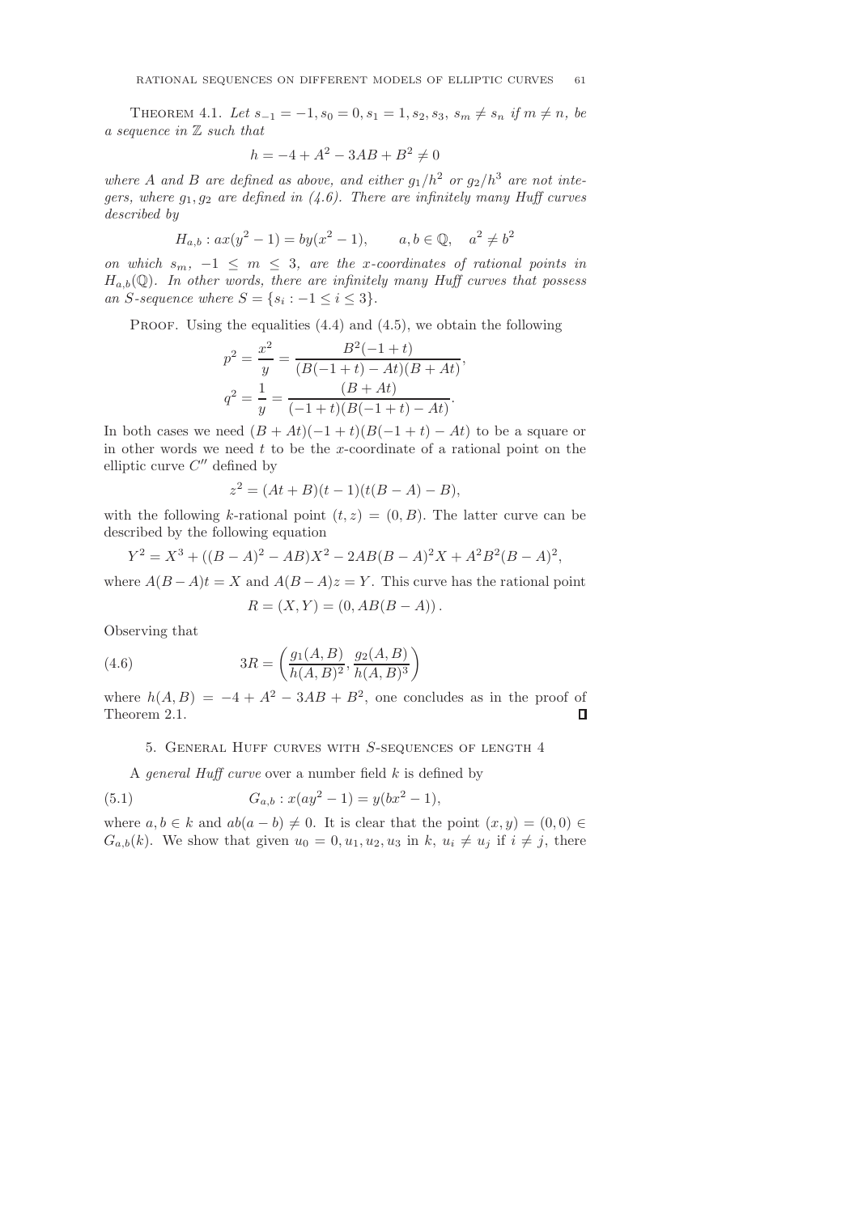**Theorem 4.1.** *Let $s_{-1} = -1, s_0 = 0, s_1 = 1, s_2, s_3$, $s_m \neq s_n$ if $m \neq n$, be a sequence in $\mathbb{Z}$ such that*

$$h = -4 + A^2 - 3AB + B^2 \neq 0$$

*where $A$ and $B$ are defined as above, and either $g_1/h^2$ or $g_2/h^3$ are not integers, where $g_1, g_2$ are defined in (4.6). There are infinitely many Huff curves described by*

$$H_{a,b} : ax(y^2 - 1) = by(x^2 - 1), \qquad a, b \in \mathbb{Q}, \quad a^2 \neq b^2$$

*on which $s_m$, $-1 \leq m \leq 3$, are the $x$-coordinates of rational points in $H_{a,b}(\mathbb{Q})$. In other words, there are infinitely many Huff curves that possess an $S$-sequence where $S = \{s_i : -1 \leq i \leq 3\}$.*

Proof. Using the equalities (4.4) and (4.5), we obtain the following

$$p^2 = \frac{x^2}{y} = \frac{B^2(-1+t)}{(B(-1+t) - At)(B + At)},$$

$$q^2 = \frac{1}{y} = \frac{(B + At)}{(-1+t)(B(-1+t) - At)}.$$

In both cases we need $(B + At)(-1+t)(B(-1+t) - At)$ to be a square or in other words we need $t$ to be the $x$-coordinate of a rational point on the elliptic curve $C''$ defined by

$$z^2 = (At + B)(t - 1)(t(B - A) - B),$$

with the following $k$-rational point $(t, z) = (0, B)$. The latter curve can be described by the following equation

$$Y^2 = X^3 + ((B - A)^2 - AB)X^2 - 2AB(B - A)^2 X + A^2B^2(B - A)^2,$$

where $A(B - A)t = X$ and $A(B - A)z = Y$. This curve has the rational point

$$R = (X, Y) = (0, AB(B - A)).$$

Observing that

$$3R = \left( \frac{g_1(A, B)}{h(A, B)^2}, \frac{g_2(A, B)}{h(A, B)^3} \right) \tag{4.6}$$

where $h(A, B) = -4 + A^2 - 3AB + B^2$, one concludes as in the proof of Theorem 2.1. $\square$

## 5. General Huff curves with $S$-sequences of length 4

A *general Huff curve* over a number field $k$ is defined by

$$G_{a,b} : x(ay^2 - 1) = y(bx^2 - 1), \tag{5.1}$$

where $a, b \in k$ and $ab(a - b) \neq 0$. It is clear that the point $(x, y) = (0, 0) \in G_{a,b}(k)$. We show that given $u_0 = 0, u_1, u_2, u_3$ in $k$, $u_i \neq u_j$ if $i \neq j$, there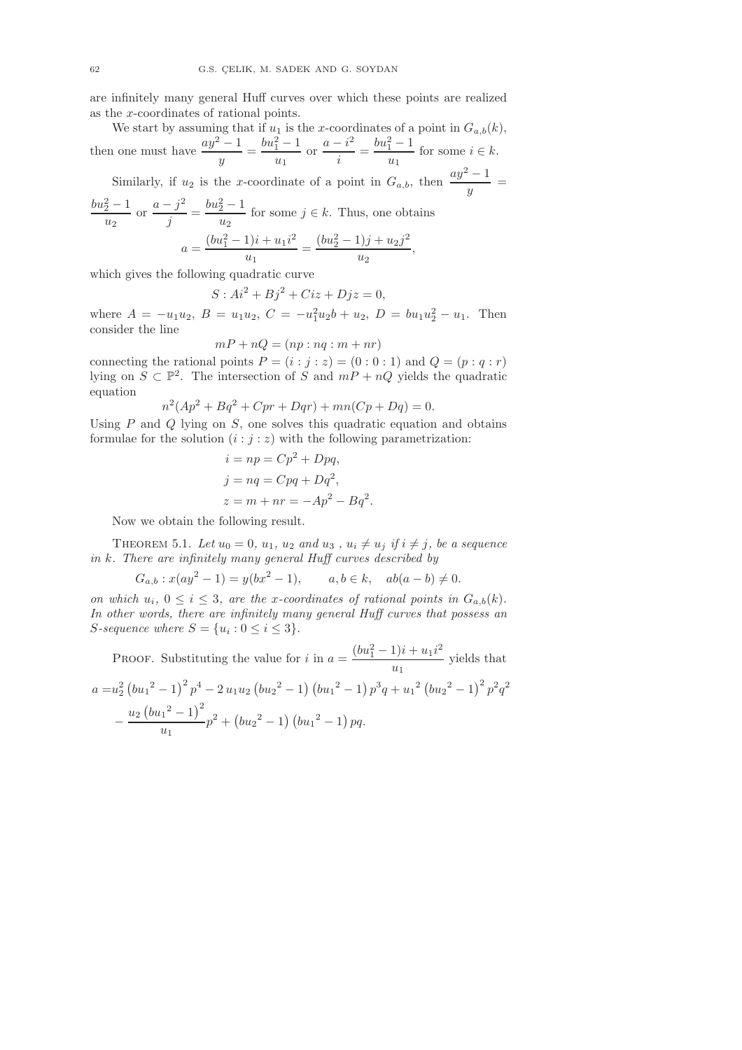are infinitely many general Huff curves over which these points are realized as the $x$-coordinates of rational points.

We start by assuming that if $u_1$ is the $x$-coordinates of a point in $G_{a,b}(k)$, then one must have $\dfrac{ay^2-1}{y} = \dfrac{bu_1^2-1}{u_1}$ or $\dfrac{a-i^2}{i} = \dfrac{bu_1^2-1}{u_1}$ for some $i \in k$.

Similarly, if $u_2$ is the $x$-coordinate of a point in $G_{a,b}$, then $\dfrac{ay^2-1}{y} = \dfrac{bu_2^2-1}{u_2}$ or $\dfrac{a-j^2}{j} = \dfrac{bu_2^2-1}{u_2}$ for some $j \in k$. Thus, one obtains

$$a = \frac{(bu_1^2-1)i + u_1 i^2}{u_1} = \frac{(bu_2^2-1)j + u_2 j^2}{u_2},$$

which gives the following quadratic curve

$$S : Ai^2 + Bj^2 + Ciz + Djz = 0,$$

where $A = -u_1u_2$, $B = u_1u_2$, $C = -u_1^2u_2b + u_2$, $D = bu_1u_2^2 - u_1$. Then consider the line

$$mP + nQ = (np : nq : m + nr)$$

connecting the rational points $P = (i : j : z) = (0 : 0 : 1)$ and $Q = (p : q : r)$ lying on $S \subset \mathbb{P}^2$. The intersection of $S$ and $mP + nQ$ yields the quadratic equation

$$n^2(Ap^2 + Bq^2 + Cpr + Dqr) + mn(Cp + Dq) = 0.$$

Using $P$ and $Q$ lying on $S$, one solves this quadratic equation and obtains formulae for the solution $(i : j : z)$ with the following parametrization:

$$\begin{aligned}
i &= np = Cp^2 + Dpq,\\
j &= nq = Cpq + Dq^2,\\
z &= m + nr = -Ap^2 - Bq^2.
\end{aligned}$$

Now we obtain the following result.

**Theorem 5.1.** *Let $u_0 = 0$, $u_1$, $u_2$ and $u_3$ , $u_i \neq u_j$ if $i \neq j$, be a sequence in $k$. There are infinitely many general Huff curves described by*

$$G_{a,b} : x(ay^2 - 1) = y(bx^2 - 1), \qquad a, b \in k, \quad ab(a - b) \neq 0.$$

*on which $u_i$, $0 \leq i \leq 3$, are the $x$-coordinates of rational points in $G_{a,b}(k)$. In other words, there are infinitely many general Huff curves that possess an $S$-sequence where $S = \{u_i : 0 \leq i \leq 3\}$.*

Proof. Substituting the value for $i$ in $a = \dfrac{(bu_1^2-1)i + u_1 i^2}{u_1}$ yields that

$$\begin{aligned}
a =& u_2^2\left(b{u_1}^2-1\right)^2 p^4 - 2\,u_1u_2\left(b{u_2}^2-1\right)\left(b{u_1}^2-1\right)p^3q + {u_1}^2\left(b{u_2}^2-1\right)^2 p^2q^2\\
&- \frac{u_2\left(b{u_1}^2-1\right)^2}{u_1}p^2 + \left(b{u_2}^2-1\right)\left(b{u_1}^2-1\right)pq.
\end{aligned}$$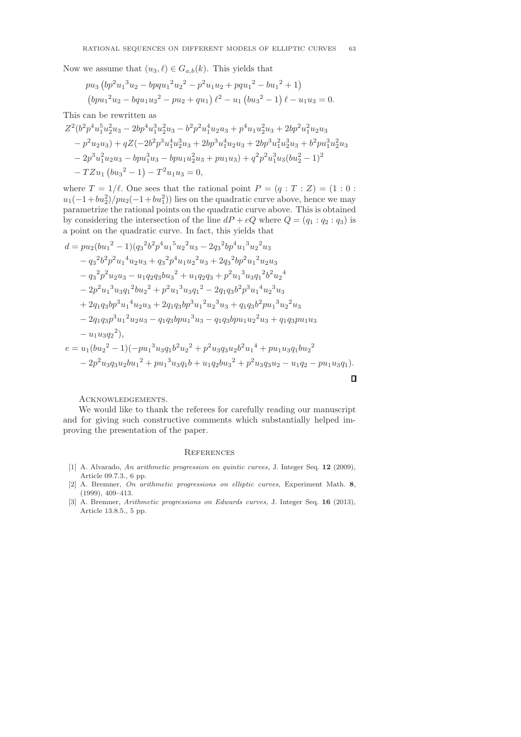Now we assume that $(u_3, \ell) \in G_{a,b}(k)$. This yields that

$$pu_3\left(bp^2{u_1}^3u_2 - bpq{u_1}^2{u_2}^2 - p^2u_1u_2 + pq{u_1}^2 - b{u_1}^2 + 1\right)$$
$$\left(bp{u_1}^2u_2 - bqu_1{u_2}^2 - pu_2 + qu_1\right)\ell^2 - u_1\left(b{u_3}^2 - 1\right)\ell - u_1u_3 = 0.$$

This can be rewritten as

$$\begin{aligned}
&Z^2(b^2p^4u_1^5u_2^2u_3 - 2bp^4u_1^3u_2^2u_3 - b^2p^2u_1^4u_2u_3 + p^4u_1u_2^2u_3 + 2bp^2u_1^2u_2u_3 \\
&- p^2u_2u_3) + qZ(-2b^2p^3u_1^4u_2^3u_3 + 2bp^3u_1^4u_2u_3 + 2bp^3u_1^2u_2^3u_3 + b^2pu_1^3u_2^2u_3 \\
&- 2p^3u_1^2u_2u_3 - bpu_1^3u_3 - bpu_1u_2^2u_3 + pu_1u_3) + q^2p^2u_1^3u_3(bu_2^2 - 1)^2 \\
&- TZu_1\left(b{u_3}^2 - 1\right) - T^2u_1u_3 = 0,
\end{aligned}$$

where $T = 1/\ell$. One sees that the rational point $P = (q : T : Z) = (1 : 0 : u_1(-1 + bu_2^2)/pu_2(-1 + bu_1^2))$ lies on the quadratic curve above, hence we may parametrize the rational points on the quadratic curve above. This is obtained by considering the intersection of the line $dP + eQ$ where $Q = (q_1 : q_2 : q_3)$ is a point on the quadratic curve. In fact, this yields that

$$\begin{aligned}
d = {} & pu_2(b{u_1}^2 - 1)({q_3}^2b^2p^4{u_1}^5{u_2}^2u_3 - 2{q_3}^2bp^4{u_1}^3{u_2}^2u_3 \\
&- {q_3}^2b^2p^2{u_1}^4u_2u_3 + {q_3}^2p^4u_1{u_2}^2u_3 + 2{q_3}^2bp^2{u_1}^2u_2u_3 \\
&- {q_3}^2p^2u_2u_3 - u_1q_2q_3b{u_3}^2 + u_1q_2q_3 + p^2{u_1}^3u_3{q_1}^2b^2{u_2}^4 \\
&- 2p^2{u_1}^3u_3{q_1}^2b{u_2}^2 + p^2{u_1}^3u_3{q_1}^2 - 2q_1q_3b^2p^3{u_1}^4{u_2}^3u_3 \\
&+ 2q_1q_3bp^3{u_1}^4u_2u_3 + 2q_1q_3bp^3{u_1}^2{u_2}^3u_3 + q_1q_3b^2p{u_1}^3{u_2}^2u_3 \\
&- 2q_1q_3p^3{u_1}^2u_2u_3 - q_1q_3bp{u_1}^3u_3 - q_1q_3bpu_1{u_2}^2u_3 + q_1q_3pu_1u_3 \\
&- u_1u_3{q_2}^2),
\end{aligned}$$
$$\begin{aligned}
e = {} & u_1(b{u_2}^2 - 1)(-p{u_1}^3u_3q_1b^2{u_2}^2 + p^2u_3q_3u_2b^2{u_1}^4 + pu_1u_3q_1b{u_2}^2 \\
&- 2p^2u_3q_3u_2b{u_1}^2 + p{u_1}^3u_3q_1b + u_1q_2b{u_3}^2 + p^2u_3q_3u_2 - u_1q_2 - pu_1u_3q_1).
\end{aligned}$$

∎

Acknowledgements.

We would like to thank the referees for carefully reading our manuscript and for giving such constructive comments which substantially helped improving the presentation of the paper.

## References

- [1] A. Alvarado, *An arithmetic progression on quintic curves,* J. Integer Seq. **12** (2009), Article 09.7.3., 6 pp.
- [2] A. Bremner, *On arithmetic progressions on elliptic curves,* Experiment Math. **8**, (1999), 409–413.
- [3] A. Bremner, *Arithmetic progressions on Edwards curves,* J. Integer Seq. **16** (2013), Article 13.8.5., 5 pp.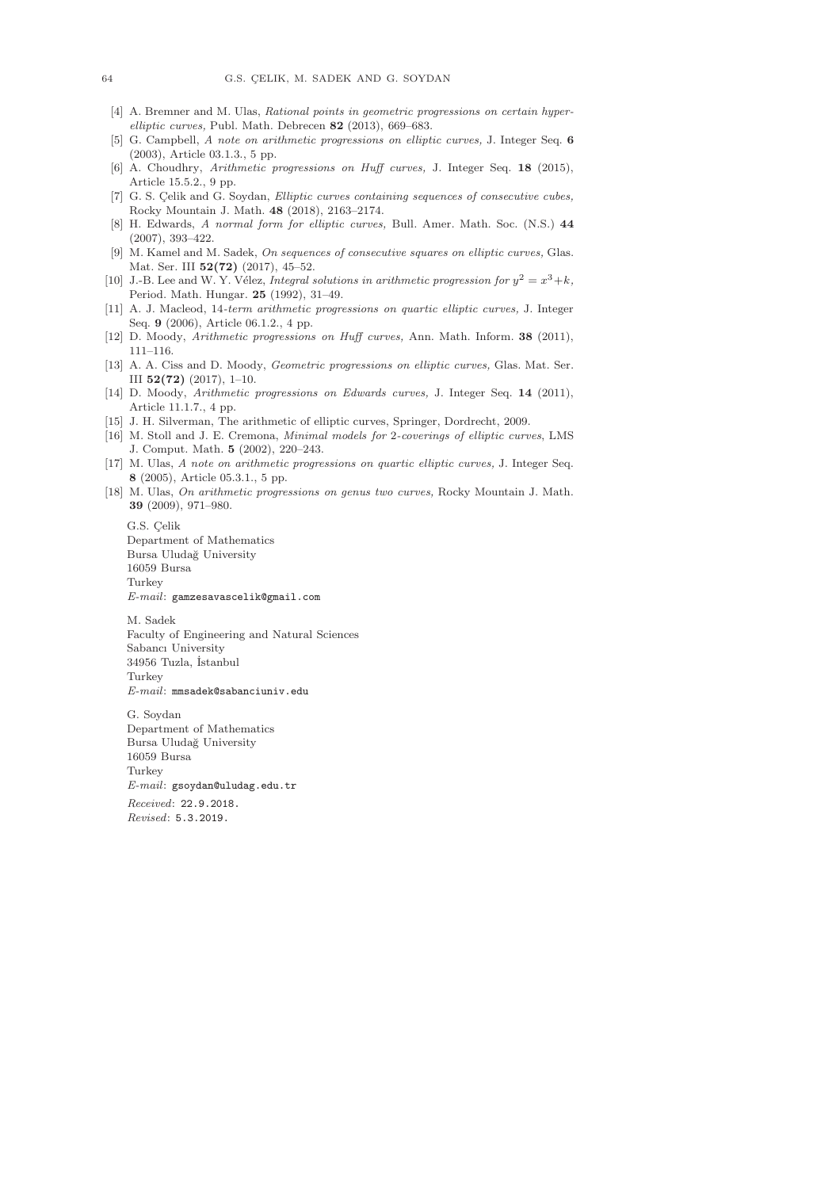[4] A. Bremner and M. Ulas, *Rational points in geometric progressions on certain hyperelliptic curves,* Publ. Math. Debrecen **82** (2013), 669–683.

[5] G. Campbell, *A note on arithmetic progressions on elliptic curves,* J. Integer Seq. **6** (2003), Article 03.1.3., 5 pp.

[6] A. Choudhry, *Arithmetic progressions on Huff curves,* J. Integer Seq. **18** (2015), Article 15.5.2., 9 pp.

[7] G. S. Çelik and G. Soydan, *Elliptic curves containing sequences of consecutive cubes,* Rocky Mountain J. Math. **48** (2018), 2163–2174.

[8] H. Edwards, *A normal form for elliptic curves,* Bull. Amer. Math. Soc. (N.S.) **44** (2007), 393–422.

[9] M. Kamel and M. Sadek, *On sequences of consecutive squares on elliptic curves,* Glas. Mat. Ser. III **52(72)** (2017), 45–52.

[10] J.-B. Lee and W. Y. Vélez, *Integral solutions in arithmetic progression for $y^2 = x^3 + k$,* Period. Math. Hungar. **25** (1992), 31–49.

[11] A. J. Macleod, *14-term arithmetic progressions on quartic elliptic curves,* J. Integer Seq. **9** (2006), Article 06.1.2., 4 pp.

[12] D. Moody, *Arithmetic progressions on Huff curves,* Ann. Math. Inform. **38** (2011), 111–116.

[13] A. A. Ciss and D. Moody, *Geometric progressions on elliptic curves,* Glas. Mat. Ser. III **52(72)** (2017), 1–10.

[14] D. Moody, *Arithmetic progressions on Edwards curves,* J. Integer Seq. **14** (2011), Article 11.1.7., 4 pp.

[15] J. H. Silverman, The arithmetic of elliptic curves, Springer, Dordrecht, 2009.

[16] M. Stoll and J. E. Cremona, *Minimal models for 2-coverings of elliptic curves*, LMS J. Comput. Math. **5** (2002), 220–243.

[17] M. Ulas, *A note on arithmetic progressions on quartic elliptic curves,* J. Integer Seq. **8** (2005), Article 05.3.1., 5 pp.

[18] M. Ulas, *On arithmetic progressions on genus two curves,* Rocky Mountain J. Math. **39** (2009), 971–980.

G.S. Çelik
Department of Mathematics
Bursa Uludağ University
16059 Bursa
Turkey
*E-mail*: gamzesavascelik@gmail.com

M. Sadek
Faculty of Engineering and Natural Sciences
Sabancı University
34956 Tuzla, İstanbul
Turkey
*E-mail*: mmsadek@sabanciuniv.edu

G. Soydan
Department of Mathematics
Bursa Uludağ University
16059 Bursa
Turkey
*E-mail*: gsoydan@uludag.edu.tr

*Received*: 22.9.2018.
*Revised*: 5.3.2019.